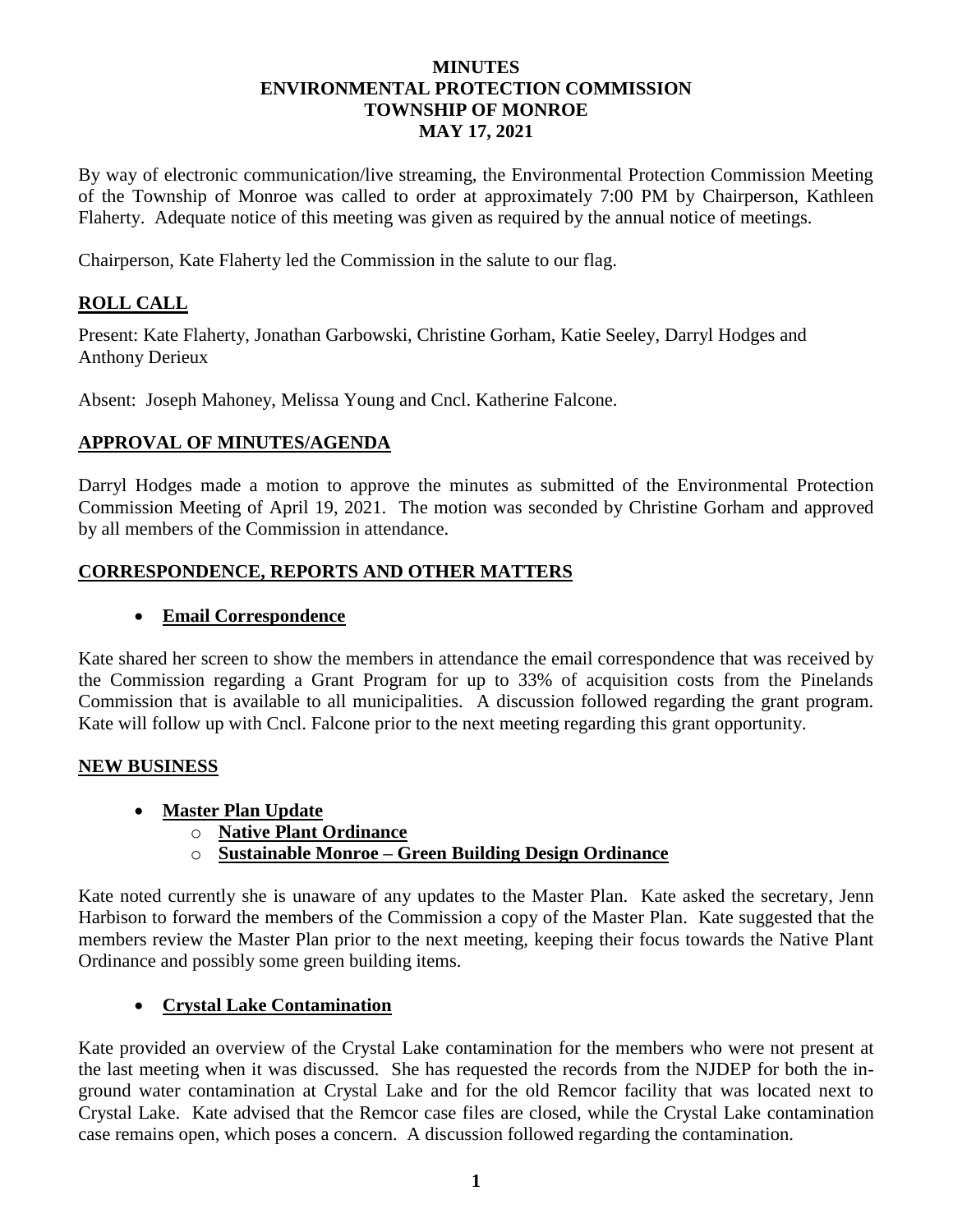# MINUTES
# ENVIRONMENTAL PROTECTION COMMISSION
# TOWNSHIP OF MONROE
# MAY 17, 2021

By way of electronic communication/live streaming, the Environmental Protection Commission Meeting of the Township of Monroe was called to order at approximately 7:00 PM by Chairperson, Kathleen Flaherty. Adequate notice of this meeting was given as required by the annual notice of meetings.

Chairperson, Kate Flaherty led the Commission in the salute to our flag.

## ROLL CALL

Present: Kate Flaherty, Jonathan Garbowski, Christine Gorham, Katie Seeley, Darryl Hodges and Anthony Derieux

Absent: Joseph Mahoney, Melissa Young and Cncl. Katherine Falcone.

## APPROVAL OF MINUTES/AGENDA

Darryl Hodges made a motion to approve the minutes as submitted of the Environmental Protection Commission Meeting of April 19, 2021. The motion was seconded by Christine Gorham and approved by all members of the Commission in attendance.

## CORRESPONDENCE, REPORTS AND OTHER MATTERS

- **Email Correspondence**

Kate shared her screen to show the members in attendance the email correspondence that was received by the Commission regarding a Grant Program for up to 33% of acquisition costs from the Pinelands Commission that is available to all municipalities. A discussion followed regarding the grant program. Kate will follow up with Cncl. Falcone prior to the next meeting regarding this grant opportunity.

## NEW BUSINESS

- **Master Plan Update**
  - **Native Plant Ordinance**
  - **Sustainable Monroe – Green Building Design Ordinance**

Kate noted currently she is unaware of any updates to the Master Plan. Kate asked the secretary, Jenn Harbison to forward the members of the Commission a copy of the Master Plan. Kate suggested that the members review the Master Plan prior to the next meeting, keeping their focus towards the Native Plant Ordinance and possibly some green building items.

- **Crystal Lake Contamination**

Kate provided an overview of the Crystal Lake contamination for the members who were not present at the last meeting when it was discussed. She has requested the records from the NJDEP for both the in-ground water contamination at Crystal Lake and for the old Remcor facility that was located next to Crystal Lake. Kate advised that the Remcor case files are closed, while the Crystal Lake contamination case remains open, which poses a concern. A discussion followed regarding the contamination.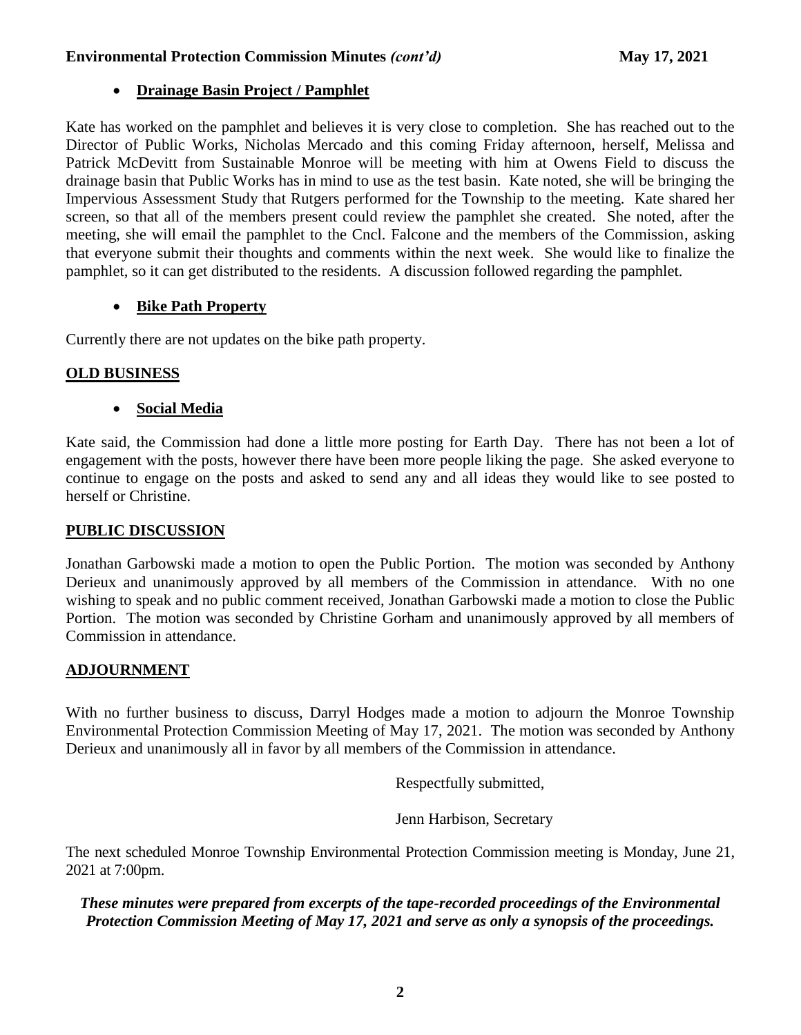- **Drainage Basin Project / Pamphlet**

Kate has worked on the pamphlet and believes it is very close to completion. She has reached out to the Director of Public Works, Nicholas Mercado and this coming Friday afternoon, herself, Melissa and Patrick McDevitt from Sustainable Monroe will be meeting with him at Owens Field to discuss the drainage basin that Public Works has in mind to use as the test basin. Kate noted, she will be bringing the Impervious Assessment Study that Rutgers performed for the Township to the meeting. Kate shared her screen, so that all of the members present could review the pamphlet she created. She noted, after the meeting, she will email the pamphlet to the Cncl. Falcone and the members of the Commission, asking that everyone submit their thoughts and comments within the next week. She would like to finalize the pamphlet, so it can get distributed to the residents. A discussion followed regarding the pamphlet.

- **Bike Path Property**

Currently there are not updates on the bike path property.

## OLD BUSINESS

- **Social Media**

Kate said, the Commission had done a little more posting for Earth Day. There has not been a lot of engagement with the posts, however there have been more people liking the page. She asked everyone to continue to engage on the posts and asked to send any and all ideas they would like to see posted to herself or Christine.

## PUBLIC DISCUSSION

Jonathan Garbowski made a motion to open the Public Portion. The motion was seconded by Anthony Derieux and unanimously approved by all members of the Commission in attendance. With no one wishing to speak and no public comment received, Jonathan Garbowski made a motion to close the Public Portion. The motion was seconded by Christine Gorham and unanimously approved by all members of Commission in attendance.

## ADJOURNMENT

With no further business to discuss, Darryl Hodges made a motion to adjourn the Monroe Township Environmental Protection Commission Meeting of May 17, 2021. The motion was seconded by Anthony Derieux and unanimously all in favor by all members of the Commission in attendance.

Respectfully submitted,

Jenn Harbison, Secretary

The next scheduled Monroe Township Environmental Protection Commission meeting is Monday, June 21, 2021 at 7:00pm.

***These minutes were prepared from excerpts of the tape-recorded proceedings of the Environmental Protection Commission Meeting of May 17, 2021 and serve as only a synopsis of the proceedings.***